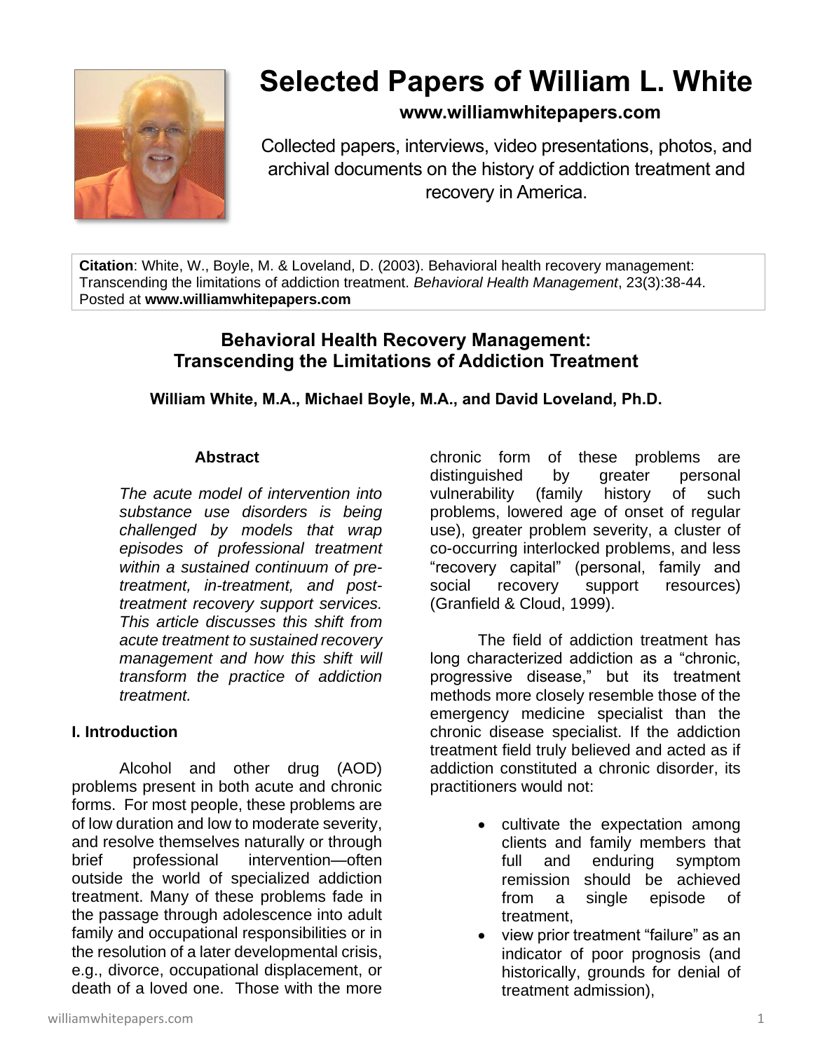# Selected Papers of William L. White

**www.williamwhitepapers.com**

Collected papers, interviews, video presentations, photos, and archival documents on the history of addiction treatment and recovery in America.

**Citation**: White, W., Boyle, M. & Loveland, D. (2003). Behavioral health recovery management: Transcending the limitations of addiction treatment. *Behavioral Health Management*, 23(3):38-44. Posted at **www.williamwhitepapers.com**

## Behavioral Health Recovery Management: Transcending the Limitations of Addiction Treatment

**William White, M.A., Michael Boyle, M.A., and David Loveland, Ph.D.**

### Abstract

*The acute model of intervention into substance use disorders is being challenged by models that wrap episodes of professional treatment within a sustained continuum of pre-treatment, in-treatment, and post-treatment recovery support services. This article discusses this shift from acute treatment to sustained recovery management and how this shift will transform the practice of addiction treatment.*

### I. Introduction

Alcohol and other drug (AOD) problems present in both acute and chronic forms. For most people, these problems are of low duration and low to moderate severity, and resolve themselves naturally or through brief professional intervention—often outside the world of specialized addiction treatment. Many of these problems fade in the passage through adolescence into adult family and occupational responsibilities or in the resolution of a later developmental crisis, e.g., divorce, occupational displacement, or death of a loved one. Those with the more chronic form of these problems are distinguished by greater personal vulnerability (family history of such problems, lowered age of onset of regular use), greater problem severity, a cluster of co-occurring interlocked problems, and less "recovery capital" (personal, family and social recovery support resources) (Granfield & Cloud, 1999).

The field of addiction treatment has long characterized addiction as a "chronic, progressive disease," but its treatment methods more closely resemble those of the emergency medicine specialist than the chronic disease specialist. If the addiction treatment field truly believed and acted as if addiction constituted a chronic disorder, its practitioners would not:

- cultivate the expectation among clients and family members that full and enduring symptom remission should be achieved from a single episode of treatment,
- view prior treatment "failure" as an indicator of poor prognosis (and historically, grounds for denial of treatment admission),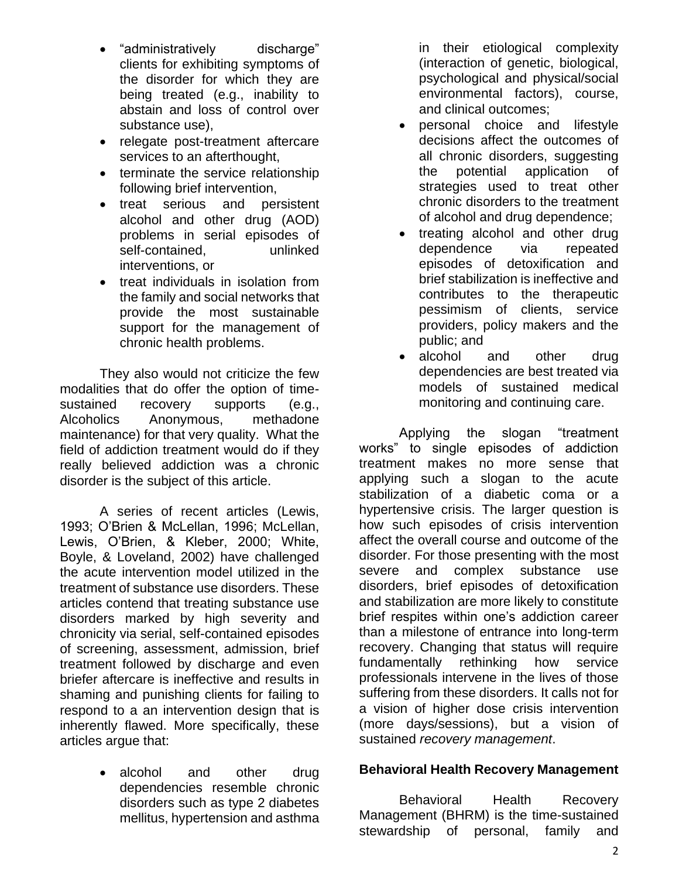- "administratively discharge" clients for exhibiting symptoms of the disorder for which they are being treated (e.g., inability to abstain and loss of control over substance use),
- relegate post-treatment aftercare services to an afterthought,
- terminate the service relationship following brief intervention,
- treat serious and persistent alcohol and other drug (AOD) problems in serial episodes of self-contained, unlinked interventions, or
- treat individuals in isolation from the family and social networks that provide the most sustainable support for the management of chronic health problems.

They also would not criticize the few modalities that do offer the option of time-sustained recovery supports (e.g., Alcoholics Anonymous, methadone maintenance) for that very quality. What the field of addiction treatment would do if they really believed addiction was a chronic disorder is the subject of this article.

A series of recent articles (Lewis, 1993; O'Brien & McLellan, 1996; McLellan, Lewis, O'Brien, & Kleber, 2000; White, Boyle, & Loveland, 2002) have challenged the acute intervention model utilized in the treatment of substance use disorders. These articles contend that treating substance use disorders marked by high severity and chronicity via serial, self-contained episodes of screening, assessment, admission, brief treatment followed by discharge and even briefer aftercare is ineffective and results in shaming and punishing clients for failing to respond to a an intervention design that is inherently flawed. More specifically, these articles argue that:

- alcohol and other drug dependencies resemble chronic disorders such as type 2 diabetes mellitus, hypertension and asthma in their etiological complexity (interaction of genetic, biological, psychological and physical/social environmental factors), course, and clinical outcomes;
- personal choice and lifestyle decisions affect the outcomes of all chronic disorders, suggesting the potential application of strategies used to treat other chronic disorders to the treatment of alcohol and drug dependence;
- treating alcohol and other drug dependence via repeated episodes of detoxification and brief stabilization is ineffective and contributes to the therapeutic pessimism of clients, service providers, policy makers and the public; and
- alcohol and other drug dependencies are best treated via models of sustained medical monitoring and continuing care.

Applying the slogan "treatment works" to single episodes of addiction treatment makes no more sense that applying such a slogan to the acute stabilization of a diabetic coma or a hypertensive crisis. The larger question is how such episodes of crisis intervention affect the overall course and outcome of the disorder. For those presenting with the most severe and complex substance use disorders, brief episodes of detoxification and stabilization are more likely to constitute brief respites within one's addiction career than a milestone of entrance into long-term recovery. Changing that status will require fundamentally rethinking how service professionals intervene in the lives of those suffering from these disorders. It calls not for a vision of higher dose crisis intervention (more days/sessions), but a vision of sustained *recovery management*.

**Behavioral Health Recovery Management**

Behavioral Health Recovery Management (BHRM) is the time-sustained stewardship of personal, family and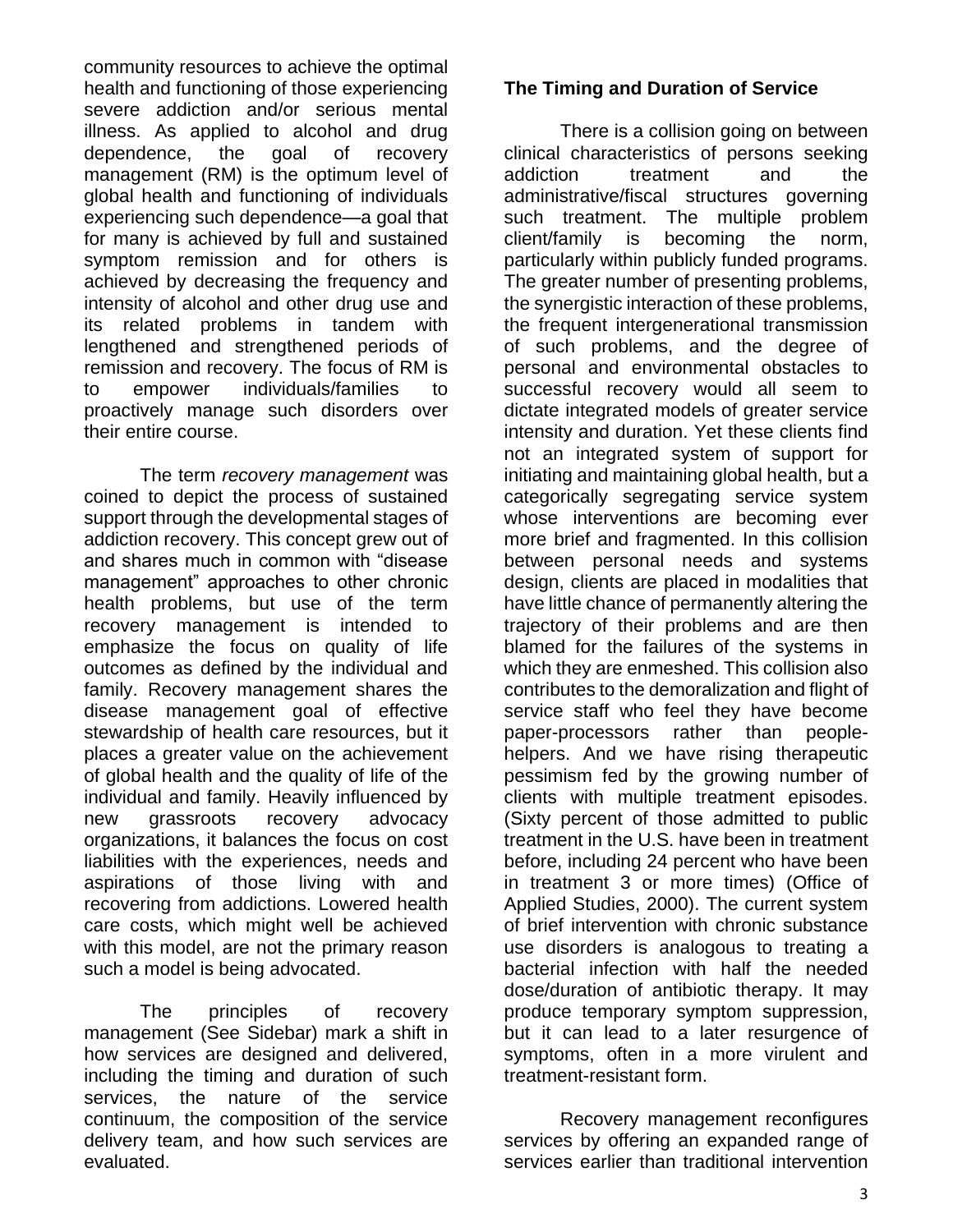community resources to achieve the optimal health and functioning of those experiencing severe addiction and/or serious mental illness. As applied to alcohol and drug dependence, the goal of recovery management (RM) is the optimum level of global health and functioning of individuals experiencing such dependence—a goal that for many is achieved by full and sustained symptom remission and for others is achieved by decreasing the frequency and intensity of alcohol and other drug use and its related problems in tandem with lengthened and strengthened periods of remission and recovery. The focus of RM is to empower individuals/families to proactively manage such disorders over their entire course.

The term *recovery management* was coined to depict the process of sustained support through the developmental stages of addiction recovery. This concept grew out of and shares much in common with "disease management" approaches to other chronic health problems, but use of the term recovery management is intended to emphasize the focus on quality of life outcomes as defined by the individual and family. Recovery management shares the disease management goal of effective stewardship of health care resources, but it places a greater value on the achievement of global health and the quality of life of the individual and family. Heavily influenced by new grassroots recovery advocacy organizations, it balances the focus on cost liabilities with the experiences, needs and aspirations of those living with and recovering from addictions. Lowered health care costs, which might well be achieved with this model, are not the primary reason such a model is being advocated.

The principles of recovery management (See Sidebar) mark a shift in how services are designed and delivered, including the timing and duration of such services, the nature of the service continuum, the composition of the service delivery team, and how such services are evaluated.

**The Timing and Duration of Service**

There is a collision going on between clinical characteristics of persons seeking addiction treatment and the administrative/fiscal structures governing such treatment. The multiple problem client/family is becoming the norm, particularly within publicly funded programs. The greater number of presenting problems, the synergistic interaction of these problems, the frequent intergenerational transmission of such problems, and the degree of personal and environmental obstacles to successful recovery would all seem to dictate integrated models of greater service intensity and duration. Yet these clients find not an integrated system of support for initiating and maintaining global health, but a categorically segregating service system whose interventions are becoming ever more brief and fragmented. In this collision between personal needs and systems design, clients are placed in modalities that have little chance of permanently altering the trajectory of their problems and are then blamed for the failures of the systems in which they are enmeshed. This collision also contributes to the demoralization and flight of service staff who feel they have become paper-processors rather than people-helpers. And we have rising therapeutic pessimism fed by the growing number of clients with multiple treatment episodes. (Sixty percent of those admitted to public treatment in the U.S. have been in treatment before, including 24 percent who have been in treatment 3 or more times) (Office of Applied Studies, 2000). The current system of brief intervention with chronic substance use disorders is analogous to treating a bacterial infection with half the needed dose/duration of antibiotic therapy. It may produce temporary symptom suppression, but it can lead to a later resurgence of symptoms, often in a more virulent and treatment-resistant form.

Recovery management reconfigures services by offering an expanded range of services earlier than traditional intervention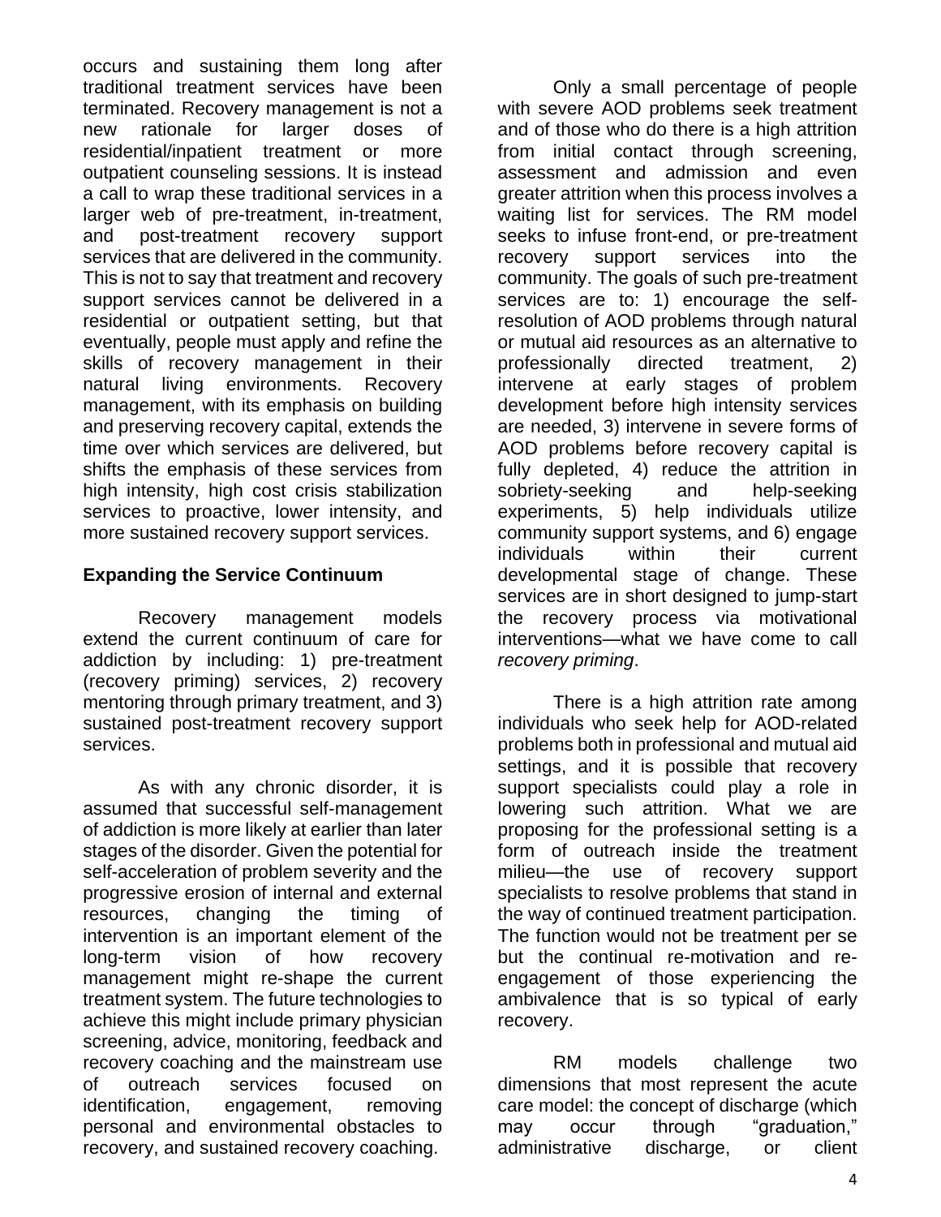occurs and sustaining them long after traditional treatment services have been terminated. Recovery management is not a new rationale for larger doses of residential/inpatient treatment or more outpatient counseling sessions. It is instead a call to wrap these traditional services in a larger web of pre-treatment, in-treatment, and post-treatment recovery support services that are delivered in the community. This is not to say that treatment and recovery support services cannot be delivered in a residential or outpatient setting, but that eventually, people must apply and refine the skills of recovery management in their natural living environments. Recovery management, with its emphasis on building and preserving recovery capital, extends the time over which services are delivered, but shifts the emphasis of these services from high intensity, high cost crisis stabilization services to proactive, lower intensity, and more sustained recovery support services.

## Expanding the Service Continuum

Recovery management models extend the current continuum of care for addiction by including: 1) pre-treatment (recovery priming) services, 2) recovery mentoring through primary treatment, and 3) sustained post-treatment recovery support services.

As with any chronic disorder, it is assumed that successful self-management of addiction is more likely at earlier than later stages of the disorder. Given the potential for self-acceleration of problem severity and the progressive erosion of internal and external resources, changing the timing of intervention is an important element of the long-term vision of how recovery management might re-shape the current treatment system. The future technologies to achieve this might include primary physician screening, advice, monitoring, feedback and recovery coaching and the mainstream use of outreach services focused on identification, engagement, removing personal and environmental obstacles to recovery, and sustained recovery coaching.

Only a small percentage of people with severe AOD problems seek treatment and of those who do there is a high attrition from initial contact through screening, assessment and admission and even greater attrition when this process involves a waiting list for services. The RM model seeks to infuse front-end, or pre-treatment recovery support services into the community. The goals of such pre-treatment services are to: 1) encourage the self-resolution of AOD problems through natural or mutual aid resources as an alternative to professionally directed treatment, 2) intervene at early stages of problem development before high intensity services are needed, 3) intervene in severe forms of AOD problems before recovery capital is fully depleted, 4) reduce the attrition in sobriety-seeking and help-seeking experiments, 5) help individuals utilize community support systems, and 6) engage individuals within their current developmental stage of change. These services are in short designed to jump-start the recovery process via motivational interventions—what we have come to call *recovery priming*.

There is a high attrition rate among individuals who seek help for AOD-related problems both in professional and mutual aid settings, and it is possible that recovery support specialists could play a role in lowering such attrition. What we are proposing for the professional setting is a form of outreach inside the treatment milieu—the use of recovery support specialists to resolve problems that stand in the way of continued treatment participation. The function would not be treatment per se but the continual re-motivation and re-engagement of those experiencing the ambivalence that is so typical of early recovery.

RM models challenge two dimensions that most represent the acute care model: the concept of discharge (which may occur through "graduation," administrative discharge, or client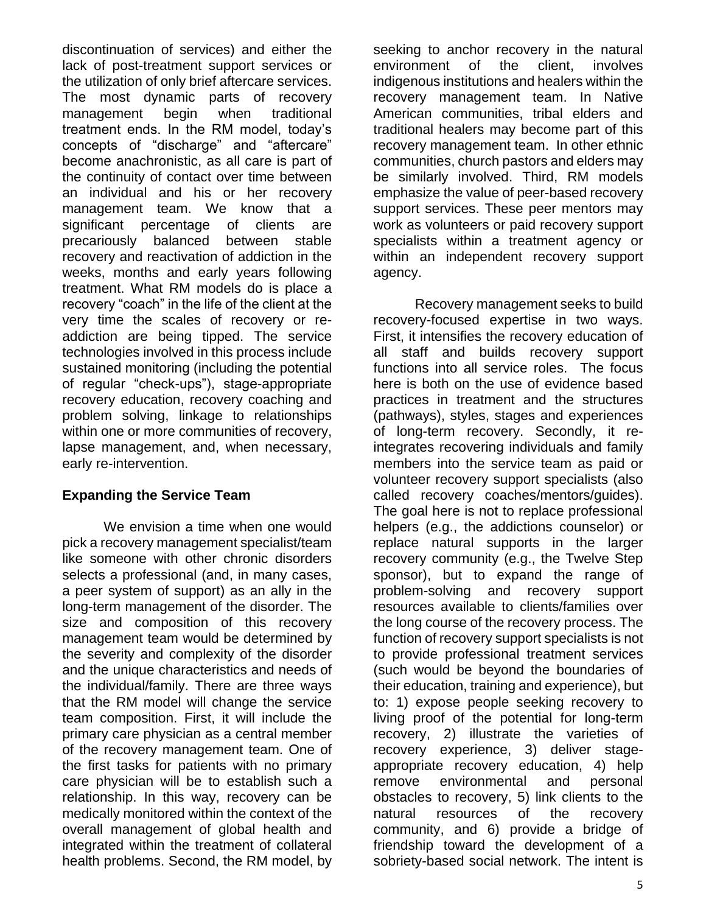discontinuation of services) and either the lack of post-treatment support services or the utilization of only brief aftercare services. The most dynamic parts of recovery management begin when traditional treatment ends. In the RM model, today's concepts of "discharge" and "aftercare" become anachronistic, as all care is part of the continuity of contact over time between an individual and his or her recovery management team. We know that a significant percentage of clients are precariously balanced between stable recovery and reactivation of addiction in the weeks, months and early years following treatment. What RM models do is place a recovery "coach" in the life of the client at the very time the scales of recovery or re-addiction are being tipped. The service technologies involved in this process include sustained monitoring (including the potential of regular "check-ups"), stage-appropriate recovery education, recovery coaching and problem solving, linkage to relationships within one or more communities of recovery, lapse management, and, when necessary, early re-intervention.

**Expanding the Service Team**

We envision a time when one would pick a recovery management specialist/team like someone with other chronic disorders selects a professional (and, in many cases, a peer system of support) as an ally in the long-term management of the disorder. The size and composition of this recovery management team would be determined by the severity and complexity of the disorder and the unique characteristics and needs of the individual/family. There are three ways that the RM model will change the service team composition. First, it will include the primary care physician as a central member of the recovery management team. One of the first tasks for patients with no primary care physician will be to establish such a relationship. In this way, recovery can be medically monitored within the context of the overall management of global health and integrated within the treatment of collateral health problems. Second, the RM model, by seeking to anchor recovery in the natural environment of the client, involves indigenous institutions and healers within the recovery management team. In Native American communities, tribal elders and traditional healers may become part of this recovery management team. In other ethnic communities, church pastors and elders may be similarly involved. Third, RM models emphasize the value of peer-based recovery support services. These peer mentors may work as volunteers or paid recovery support specialists within a treatment agency or within an independent recovery support agency.

Recovery management seeks to build recovery-focused expertise in two ways. First, it intensifies the recovery education of all staff and builds recovery support functions into all service roles. The focus here is both on the use of evidence based practices in treatment and the structures (pathways), styles, stages and experiences of long-term recovery. Secondly, it re-integrates recovering individuals and family members into the service team as paid or volunteer recovery support specialists (also called recovery coaches/mentors/guides). The goal here is not to replace professional helpers (e.g., the addictions counselor) or replace natural supports in the larger recovery community (e.g., the Twelve Step sponsor), but to expand the range of problem-solving and recovery support resources available to clients/families over the long course of the recovery process. The function of recovery support specialists is not to provide professional treatment services (such would be beyond the boundaries of their education, training and experience), but to: 1) expose people seeking recovery to living proof of the potential for long-term recovery, 2) illustrate the varieties of recovery experience, 3) deliver stage-appropriate recovery education, 4) help remove environmental and personal obstacles to recovery, 5) link clients to the natural resources of the recovery community, and 6) provide a bridge of friendship toward the development of a sobriety-based social network. The intent is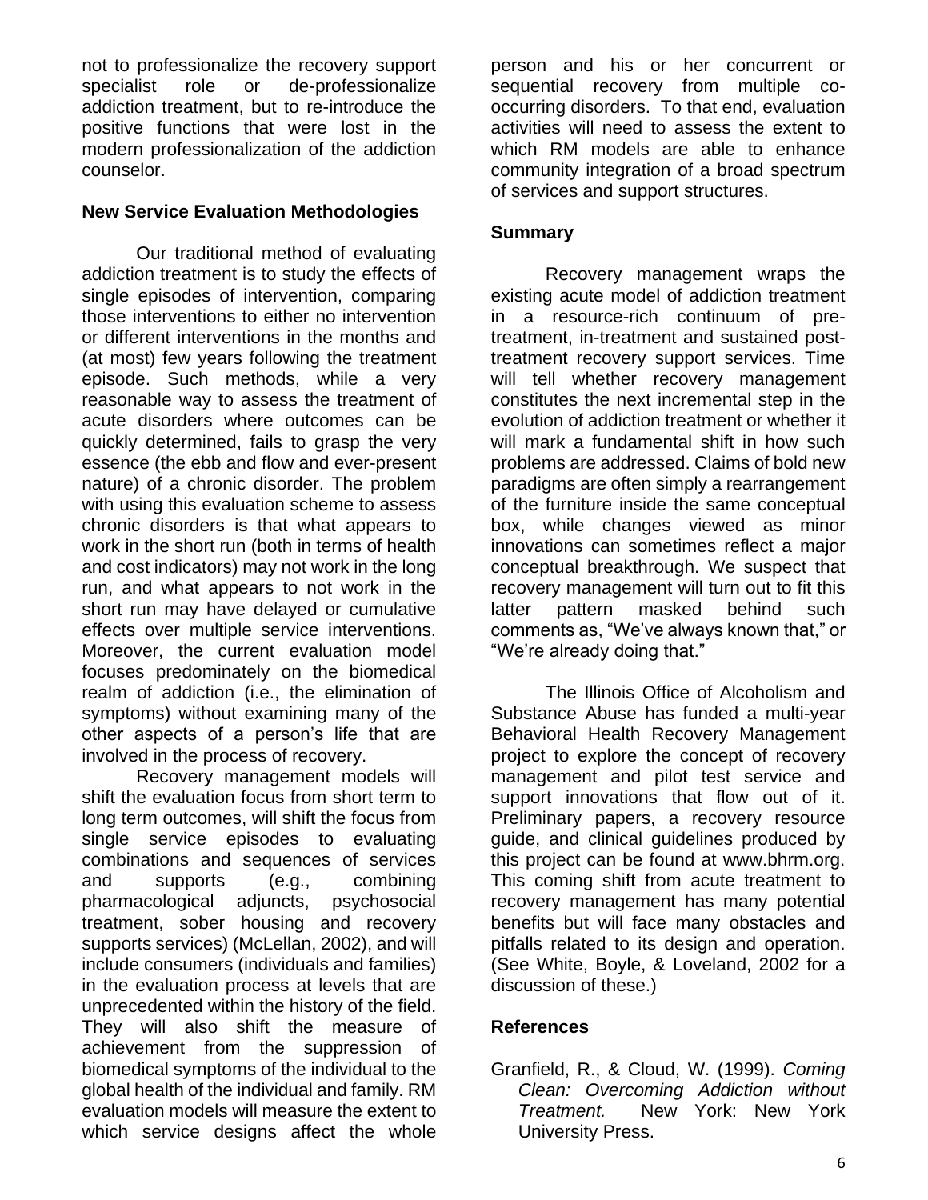not to professionalize the recovery support specialist role or de-professionalize addiction treatment, but to re-introduce the positive functions that were lost in the modern professionalization of the addiction counselor.

**New Service Evaluation Methodologies**

Our traditional method of evaluating addiction treatment is to study the effects of single episodes of intervention, comparing those interventions to either no intervention or different interventions in the months and (at most) few years following the treatment episode. Such methods, while a very reasonable way to assess the treatment of acute disorders where outcomes can be quickly determined, fails to grasp the very essence (the ebb and flow and ever-present nature) of a chronic disorder. The problem with using this evaluation scheme to assess chronic disorders is that what appears to work in the short run (both in terms of health and cost indicators) may not work in the long run, and what appears to not work in the short run may have delayed or cumulative effects over multiple service interventions. Moreover, the current evaluation model focuses predominately on the biomedical realm of addiction (i.e., the elimination of symptoms) without examining many of the other aspects of a person's life that are involved in the process of recovery.

Recovery management models will shift the evaluation focus from short term to long term outcomes, will shift the focus from single service episodes to evaluating combinations and sequences of services and supports (e.g., combining pharmacological adjuncts, psychosocial treatment, sober housing and recovery supports services) (McLellan, 2002), and will include consumers (individuals and families) in the evaluation process at levels that are unprecedented within the history of the field. They will also shift the measure of achievement from the suppression of biomedical symptoms of the individual to the global health of the individual and family. RM evaluation models will measure the extent to which service designs affect the whole person and his or her concurrent or sequential recovery from multiple co-occurring disorders. To that end, evaluation activities will need to assess the extent to which RM models are able to enhance community integration of a broad spectrum of services and support structures.

**Summary**

Recovery management wraps the existing acute model of addiction treatment in a resource-rich continuum of pre-treatment, in-treatment and sustained post-treatment recovery support services. Time will tell whether recovery management constitutes the next incremental step in the evolution of addiction treatment or whether it will mark a fundamental shift in how such problems are addressed. Claims of bold new paradigms are often simply a rearrangement of the furniture inside the same conceptual box, while changes viewed as minor innovations can sometimes reflect a major conceptual breakthrough. We suspect that recovery management will turn out to fit this latter pattern masked behind such comments as, "We've always known that," or "We're already doing that."

The Illinois Office of Alcoholism and Substance Abuse has funded a multi-year Behavioral Health Recovery Management project to explore the concept of recovery management and pilot test service and support innovations that flow out of it. Preliminary papers, a recovery resource guide, and clinical guidelines produced by this project can be found at www.bhrm.org. This coming shift from acute treatment to recovery management has many potential benefits but will face many obstacles and pitfalls related to its design and operation. (See White, Boyle, & Loveland, 2002 for a discussion of these.)

**References**

Granfield, R., & Cloud, W. (1999). *Coming Clean: Overcoming Addiction without Treatment.* New York: New York University Press.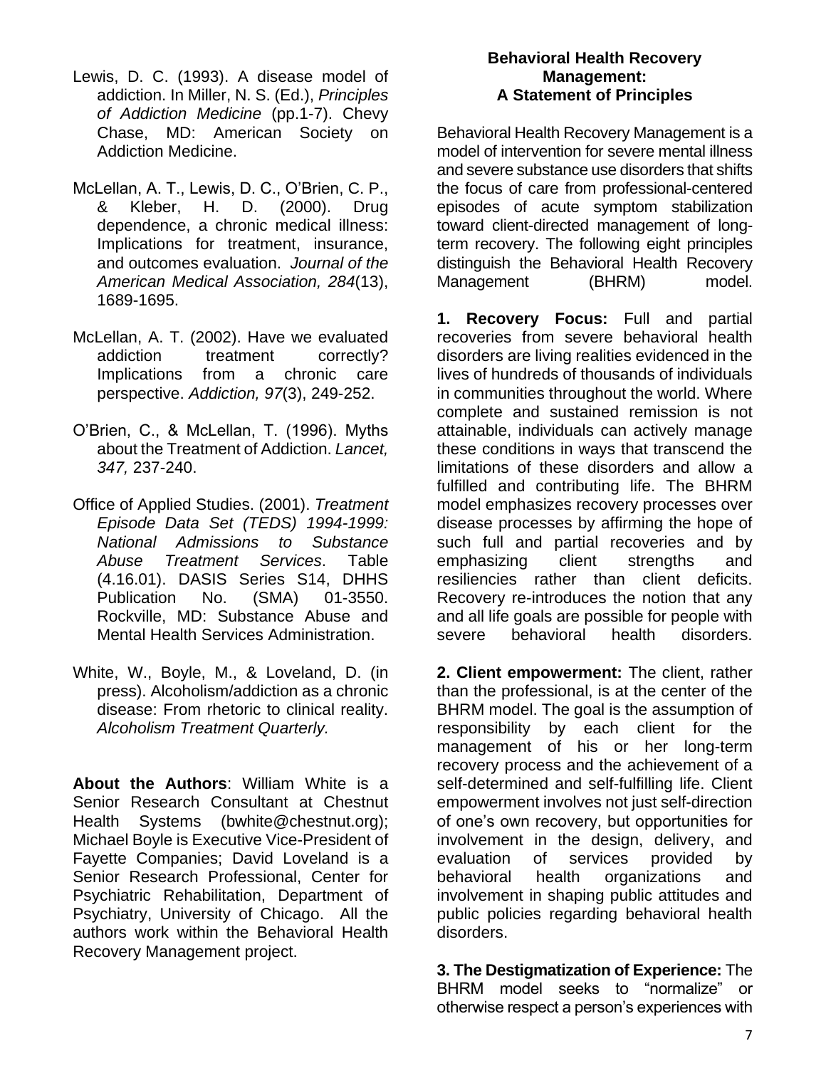Lewis, D. C. (1993). A disease model of addiction. In Miller, N. S. (Ed.), *Principles of Addiction Medicine* (pp.1-7). Chevy Chase, MD: American Society on Addiction Medicine.

McLellan, A. T., Lewis, D. C., O'Brien, C. P., & Kleber, H. D. (2000). Drug dependence, a chronic medical illness: Implications for treatment, insurance, and outcomes evaluation. *Journal of the American Medical Association, 284*(13), 1689-1695.

McLellan, A. T. (2002). Have we evaluated addiction treatment correctly? Implications from a chronic care perspective. *Addiction, 97*(3), 249-252.

O'Brien, C., & McLellan, T. (1996). Myths about the Treatment of Addiction. *Lancet, 347,* 237-240.

Office of Applied Studies. (2001). *Treatment Episode Data Set (TEDS) 1994-1999: National Admissions to Substance Abuse Treatment Services*. Table (4.16.01). DASIS Series S14, DHHS Publication No. (SMA) 01-3550. Rockville, MD: Substance Abuse and Mental Health Services Administration.

White, W., Boyle, M., & Loveland, D. (in press). Alcoholism/addiction as a chronic disease: From rhetoric to clinical reality. *Alcoholism Treatment Quarterly.*

**About the Authors**: William White is a Senior Research Consultant at Chestnut Health Systems (bwhite@chestnut.org); Michael Boyle is Executive Vice-President of Fayette Companies; David Loveland is a Senior Research Professional, Center for Psychiatric Rehabilitation, Department of Psychiatry, University of Chicago. All the authors work within the Behavioral Health Recovery Management project.

## Behavioral Health Recovery Management: A Statement of Principles

Behavioral Health Recovery Management is a model of intervention for severe mental illness and severe substance use disorders that shifts the focus of care from professional-centered episodes of acute symptom stabilization toward client-directed management of long-term recovery. The following eight principles distinguish the Behavioral Health Recovery Management (BHRM) model.

**1. Recovery Focus:** Full and partial recoveries from severe behavioral health disorders are living realities evidenced in the lives of hundreds of thousands of individuals in communities throughout the world. Where complete and sustained remission is not attainable, individuals can actively manage these conditions in ways that transcend the limitations of these disorders and allow a fulfilled and contributing life. The BHRM model emphasizes recovery processes over disease processes by affirming the hope of such full and partial recoveries and by emphasizing client strengths and resiliencies rather than client deficits. Recovery re-introduces the notion that any and all life goals are possible for people with severe behavioral health disorders.

**2. Client empowerment:** The client, rather than the professional, is at the center of the BHRM model. The goal is the assumption of responsibility by each client for the management of his or her long-term recovery process and the achievement of a self-determined and self-fulfilling life. Client empowerment involves not just self-direction of one's own recovery, but opportunities for involvement in the design, delivery, and evaluation of services provided by behavioral health organizations and involvement in shaping public attitudes and public policies regarding behavioral health disorders.

**3. The Destigmatization of Experience:** The BHRM model seeks to "normalize" or otherwise respect a person's experiences with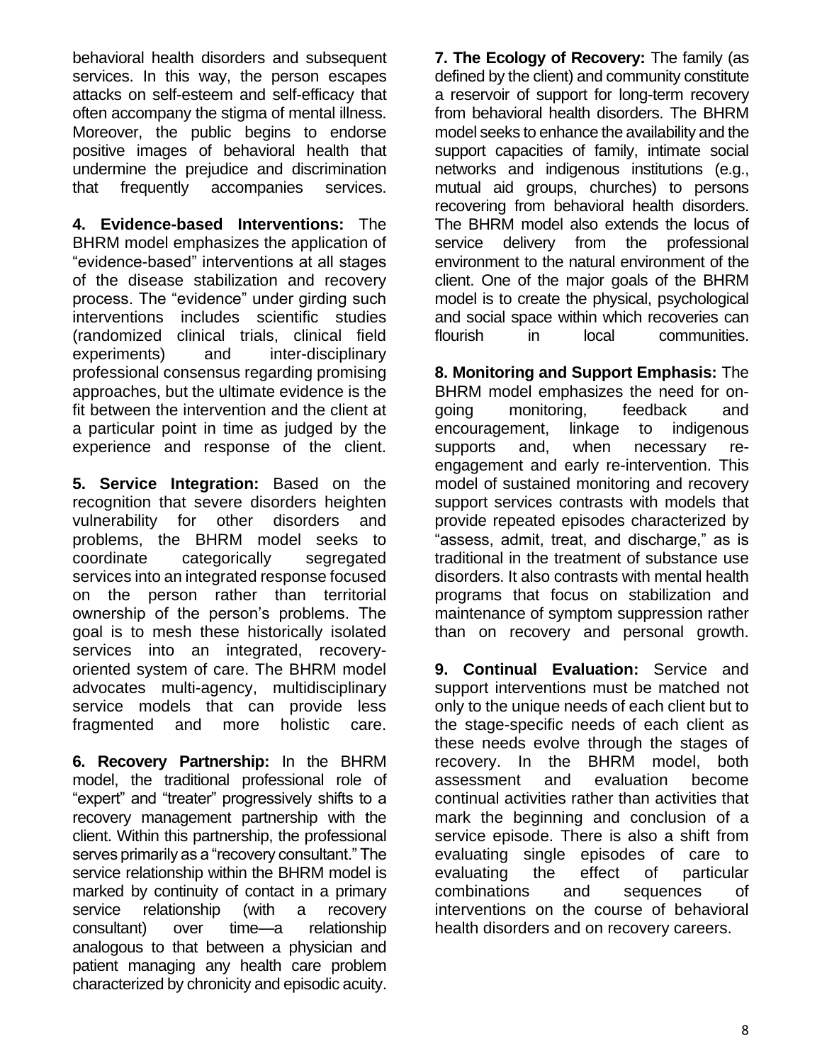behavioral health disorders and subsequent services. In this way, the person escapes attacks on self-esteem and self-efficacy that often accompany the stigma of mental illness. Moreover, the public begins to endorse positive images of behavioral health that undermine the prejudice and discrimination that frequently accompanies services.

**4. Evidence-based Interventions:** The BHRM model emphasizes the application of "evidence-based" interventions at all stages of the disease stabilization and recovery process. The "evidence" under girding such interventions includes scientific studies (randomized clinical trials, clinical field experiments) and inter-disciplinary professional consensus regarding promising approaches, but the ultimate evidence is the fit between the intervention and the client at a particular point in time as judged by the experience and response of the client.

**5. Service Integration:** Based on the recognition that severe disorders heighten vulnerability for other disorders and problems, the BHRM model seeks to coordinate categorically segregated services into an integrated response focused on the person rather than territorial ownership of the person's problems. The goal is to mesh these historically isolated services into an integrated, recovery-oriented system of care. The BHRM model advocates multi-agency, multidisciplinary service models that can provide less fragmented and more holistic care.

**6. Recovery Partnership:** In the BHRM model, the traditional professional role of "expert" and "treater" progressively shifts to a recovery management partnership with the client. Within this partnership, the professional serves primarily as a "recovery consultant." The service relationship within the BHRM model is marked by continuity of contact in a primary service relationship (with a recovery consultant) over time—a relationship analogous to that between a physician and patient managing any health care problem characterized by chronicity and episodic acuity.

**7. The Ecology of Recovery:** The family (as defined by the client) and community constitute a reservoir of support for long-term recovery from behavioral health disorders. The BHRM model seeks to enhance the availability and the support capacities of family, intimate social networks and indigenous institutions (e.g., mutual aid groups, churches) to persons recovering from behavioral health disorders. The BHRM model also extends the locus of service delivery from the professional environment to the natural environment of the client. One of the major goals of the BHRM model is to create the physical, psychological and social space within which recoveries can flourish in local communities.

**8. Monitoring and Support Emphasis:** The BHRM model emphasizes the need for on-going monitoring, feedback and encouragement, linkage to indigenous supports and, when necessary re-engagement and early re-intervention. This model of sustained monitoring and recovery support services contrasts with models that provide repeated episodes characterized by "assess, admit, treat, and discharge," as is traditional in the treatment of substance use disorders. It also contrasts with mental health programs that focus on stabilization and maintenance of symptom suppression rather than on recovery and personal growth.

**9. Continual Evaluation:** Service and support interventions must be matched not only to the unique needs of each client but to the stage-specific needs of each client as these needs evolve through the stages of recovery. In the BHRM model, both assessment and evaluation become continual activities rather than activities that mark the beginning and conclusion of a service episode. There is also a shift from evaluating single episodes of care to evaluating the effect of particular combinations and sequences of interventions on the course of behavioral health disorders and on recovery careers.